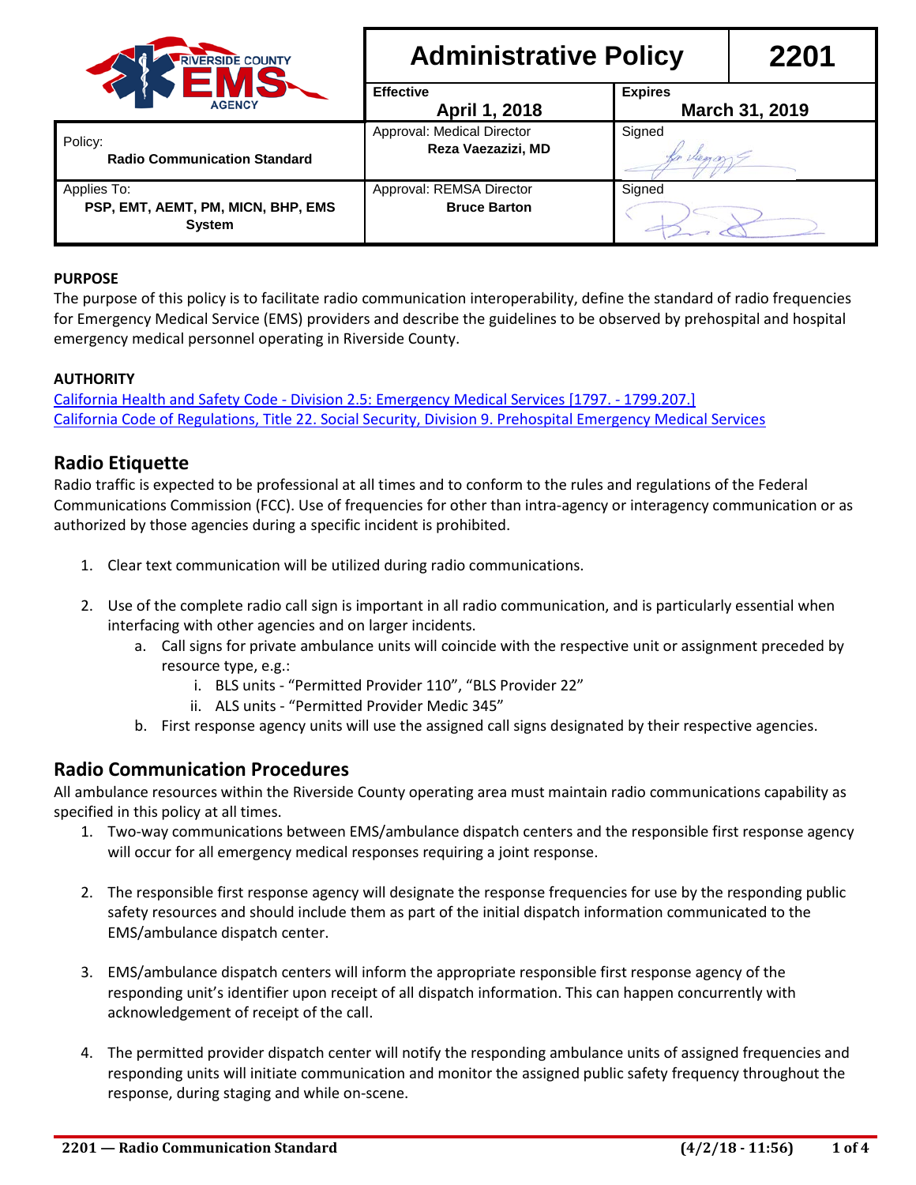| Administrative Policy | | 2201 |
|---|---|---|
| | **Effective** April 1, 2018 | **Expires** March 31, 2019 |
| Policy: **Radio Communication Standard** | Approval: Medical Director **Reza Vaezazizi, MD** | Signed |
| Applies To: **PSP, EMT, AEMT, PM, MICN, BHP, EMS System** | Approval: REMSA Director **Bruce Barton** | Signed |

**PURPOSE**

The purpose of this policy is to facilitate radio communication interoperability, define the standard of radio frequencies for Emergency Medical Service (EMS) providers and describe the guidelines to be observed by prehospital and hospital emergency medical personnel operating in Riverside County.

**AUTHORITY**

California Health and Safety Code - Division 2.5: Emergency Medical Services [1797. - 1799.207.]
California Code of Regulations, Title 22. Social Security, Division 9. Prehospital Emergency Medical Services

## Radio Etiquette

Radio traffic is expected to be professional at all times and to conform to the rules and regulations of the Federal Communications Commission (FCC). Use of frequencies for other than intra-agency or interagency communication or as authorized by those agencies during a specific incident is prohibited.

1. Clear text communication will be utilized during radio communications.

2. Use of the complete radio call sign is important in all radio communication, and is particularly essential when interfacing with other agencies and on larger incidents.
   a. Call signs for private ambulance units will coincide with the respective unit or assignment preceded by resource type, e.g.:
      i. BLS units - "Permitted Provider 110", "BLS Provider 22"
      ii. ALS units - "Permitted Provider Medic 345"
   b. First response agency units will use the assigned call signs designated by their respective agencies.

## Radio Communication Procedures

All ambulance resources within the Riverside County operating area must maintain radio communications capability as specified in this policy at all times.

1. Two-way communications between EMS/ambulance dispatch centers and the responsible first response agency will occur for all emergency medical responses requiring a joint response.

2. The responsible first response agency will designate the response frequencies for use by the responding public safety resources and should include them as part of the initial dispatch information communicated to the EMS/ambulance dispatch center.

3. EMS/ambulance dispatch centers will inform the appropriate responsible first response agency of the responding unit's identifier upon receipt of all dispatch information. This can happen concurrently with acknowledgement of receipt of the call.

4. The permitted provider dispatch center will notify the responding ambulance units of assigned frequencies and responding units will initiate communication and monitor the assigned public safety frequency throughout the response, during staging and while on-scene.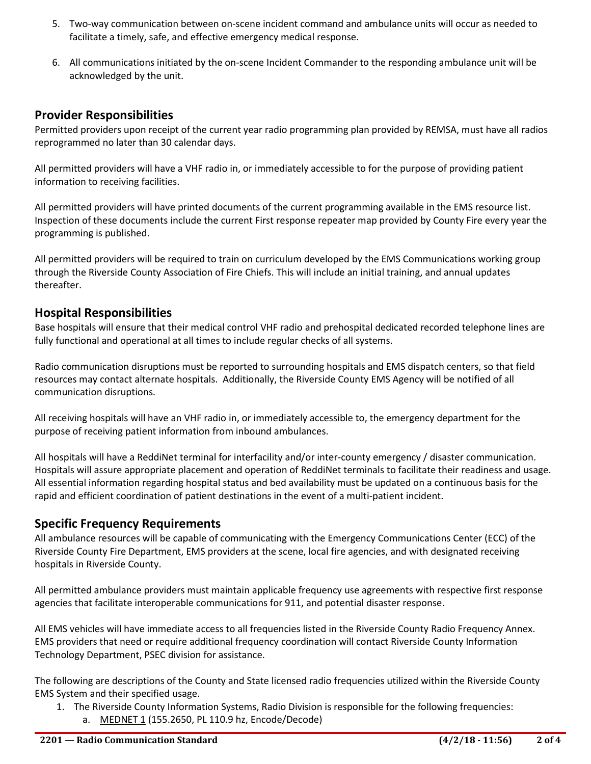5. Two-way communication between on-scene incident command and ambulance units will occur as needed to facilitate a timely, safe, and effective emergency medical response.

6. All communications initiated by the on-scene Incident Commander to the responding ambulance unit will be acknowledged by the unit.

## Provider Responsibilities

Permitted providers upon receipt of the current year radio programming plan provided by REMSA, must have all radios reprogrammed no later than 30 calendar days.

All permitted providers will have a VHF radio in, or immediately accessible to for the purpose of providing patient information to receiving facilities.

All permitted providers will have printed documents of the current programming available in the EMS resource list. Inspection of these documents include the current First response repeater map provided by County Fire every year the programming is published.

All permitted providers will be required to train on curriculum developed by the EMS Communications working group through the Riverside County Association of Fire Chiefs. This will include an initial training, and annual updates thereafter.

## Hospital Responsibilities

Base hospitals will ensure that their medical control VHF radio and prehospital dedicated recorded telephone lines are fully functional and operational at all times to include regular checks of all systems.

Radio communication disruptions must be reported to surrounding hospitals and EMS dispatch centers, so that field resources may contact alternate hospitals. Additionally, the Riverside County EMS Agency will be notified of all communication disruptions.

All receiving hospitals will have an VHF radio in, or immediately accessible to, the emergency department for the purpose of receiving patient information from inbound ambulances.

All hospitals will have a ReddiNet terminal for interfacility and/or inter-county emergency / disaster communication. Hospitals will assure appropriate placement and operation of ReddiNet terminals to facilitate their readiness and usage. All essential information regarding hospital status and bed availability must be updated on a continuous basis for the rapid and efficient coordination of patient destinations in the event of a multi-patient incident.

## Specific Frequency Requirements

All ambulance resources will be capable of communicating with the Emergency Communications Center (ECC) of the Riverside County Fire Department, EMS providers at the scene, local fire agencies, and with designated receiving hospitals in Riverside County.

All permitted ambulance providers must maintain applicable frequency use agreements with respective first response agencies that facilitate interoperable communications for 911, and potential disaster response.

All EMS vehicles will have immediate access to all frequencies listed in the Riverside County Radio Frequency Annex. EMS providers that need or require additional frequency coordination will contact Riverside County Information Technology Department, PSEC division for assistance.

The following are descriptions of the County and State licensed radio frequencies utilized within the Riverside County EMS System and their specified usage.

1. The Riverside County Information Systems, Radio Division is responsible for the following frequencies:
   a. MEDNET 1 (155.2650, PL 110.9 hz, Encode/Decode)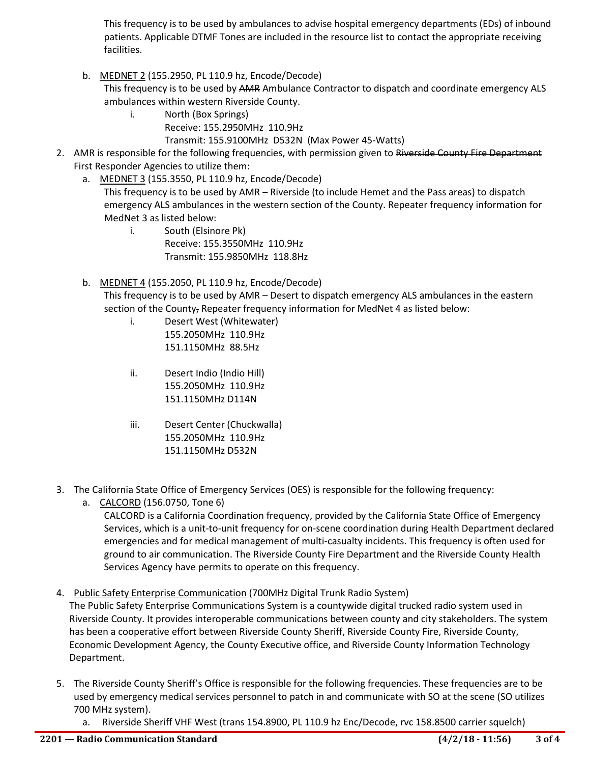This frequency is to be used by ambulances to advise hospital emergency departments (EDs) of inbound patients. Applicable DTMF Tones are included in the resource list to contact the appropriate receiving facilities.

b. MEDNET 2 (155.2950, PL 110.9 hz, Encode/Decode)
   This frequency is to be used by ~~AMR~~ Ambulance Contractor to dispatch and coordinate emergency ALS ambulances within western Riverside County.
   i. North (Box Springs)
      Receive: 155.2950MHz 110.9Hz
      Transmit: 155.9100MHz D532N (Max Power 45-Watts)

2. AMR is responsible for the following frequencies, with permission given to ~~Riverside County Fire Department~~ First Responder Agencies to utilize them:
   a. MEDNET 3 (155.3550, PL 110.9 hz, Encode/Decode)
      This frequency is to be used by AMR – Riverside (to include Hemet and the Pass areas) to dispatch emergency ALS ambulances in the western section of the County. Repeater frequency information for MedNet 3 as listed below:
      i. South (Elsinore Pk)
         Receive: 155.3550MHz 110.9Hz
         Transmit: 155.9850MHz 118.8Hz

   b. MEDNET 4 (155.2050, PL 110.9 hz, Encode/Decode)
      This frequency is to be used by AMR – Desert to dispatch emergency ALS ambulances in the eastern section of the County~~,~~ Repeater frequency information for MedNet 4 as listed below:
      i. Desert West (Whitewater)
         155.2050MHz 110.9Hz
         151.1150MHz 88.5Hz

      ii. Desert Indio (Indio Hill)
          155.2050MHz 110.9Hz
          151.1150MHz D114N

      iii. Desert Center (Chuckwalla)
           155.2050MHz 110.9Hz
           151.1150MHz D532N

3. The California State Office of Emergency Services (OES) is responsible for the following frequency:
   a. CALCORD (156.0750, Tone 6)
      CALCORD is a California Coordination frequency, provided by the California State Office of Emergency Services, which is a unit-to-unit frequency for on-scene coordination during Health Department declared emergencies and for medical management of multi-casualty incidents. This frequency is often used for ground to air communication. The Riverside County Fire Department and the Riverside County Health Services Agency have permits to operate on this frequency.

4. Public Safety Enterprise Communication (700MHz Digital Trunk Radio System)
   The Public Safety Enterprise Communications System is a countywide digital trucked radio system used in Riverside County. It provides interoperable communications between county and city stakeholders. The system has been a cooperative effort between Riverside County Sheriff, Riverside County Fire, Riverside County, Economic Development Agency, the County Executive office, and Riverside County Information Technology Department.

5. The Riverside County Sheriff's Office is responsible for the following frequencies. These frequencies are to be used by emergency medical services personnel to patch in and communicate with SO at the scene (SO utilizes 700 MHz system).
   a. Riverside Sheriff VHF West (trans 154.8900, PL 110.9 hz Enc/Decode, rvc 158.8500 carrier squelch)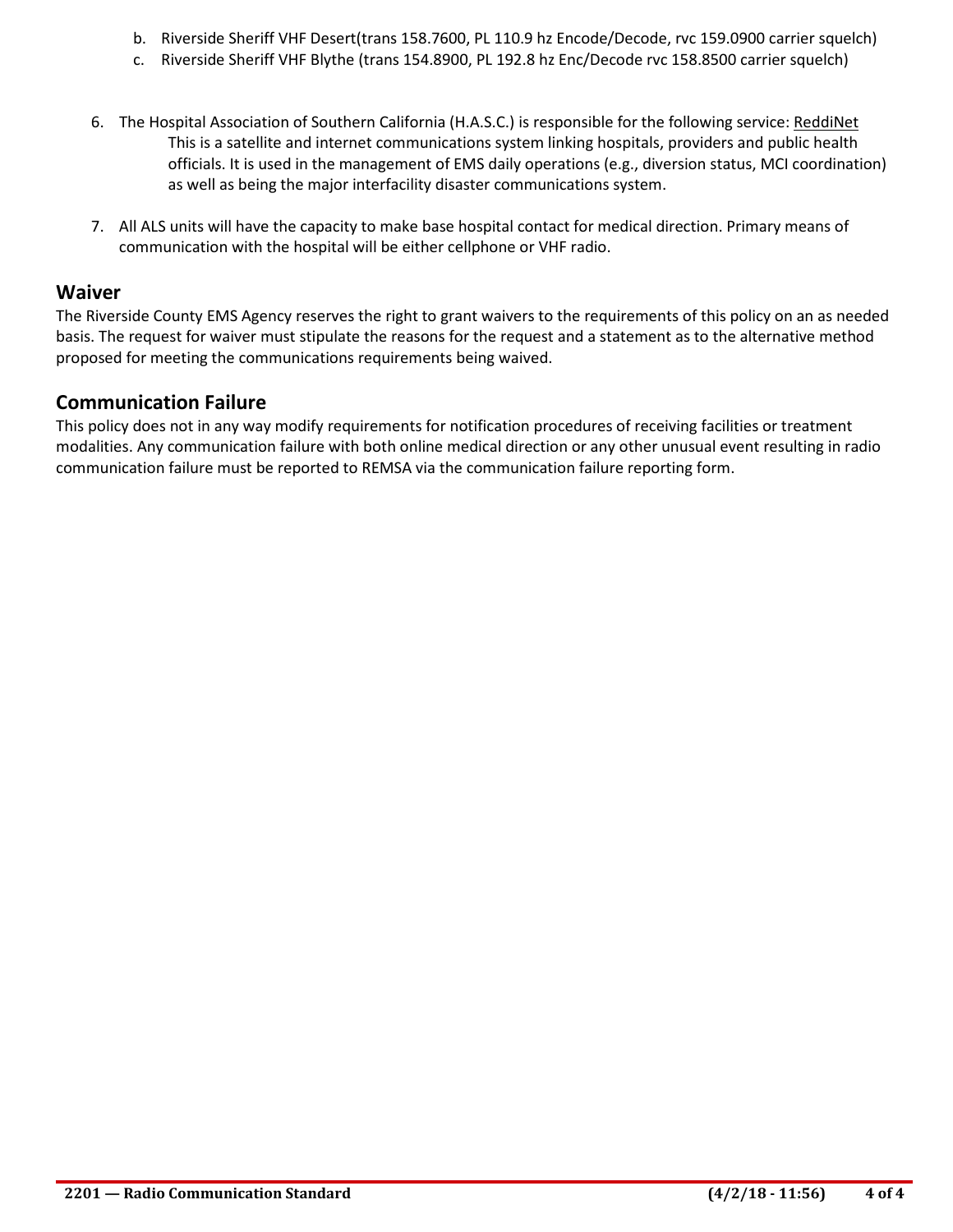b. Riverside Sheriff VHF Desert(trans 158.7600, PL 110.9 hz Encode/Decode, rvc 159.0900 carrier squelch)
c. Riverside Sheriff VHF Blythe (trans 154.8900, PL 192.8 hz Enc/Decode rvc 158.8500 carrier squelch)

6. The Hospital Association of Southern California (H.A.S.C.) is responsible for the following service: ReddiNet
   This is a satellite and internet communications system linking hospitals, providers and public health officials. It is used in the management of EMS daily operations (e.g., diversion status, MCI coordination) as well as being the major interfacility disaster communications system.

7. All ALS units will have the capacity to make base hospital contact for medical direction. Primary means of communication with the hospital will be either cellphone or VHF radio.

## Waiver

The Riverside County EMS Agency reserves the right to grant waivers to the requirements of this policy on an as needed basis. The request for waiver must stipulate the reasons for the request and a statement as to the alternative method proposed for meeting the communications requirements being waived.

## Communication Failure

This policy does not in any way modify requirements for notification procedures of receiving facilities or treatment modalities. Any communication failure with both online medical direction or any other unusual event resulting in radio communication failure must be reported to REMSA via the communication failure reporting form.